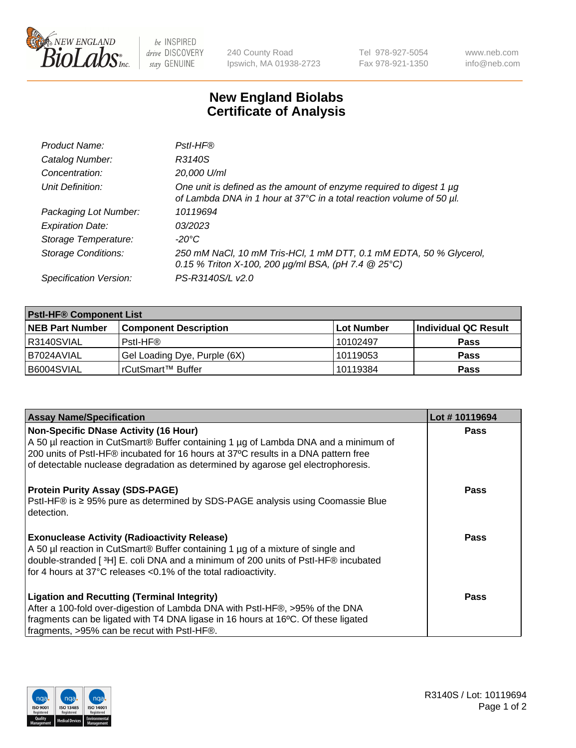New England Biolabs Inc. — 240 County Road, Ipswich, MA 01938-2723 — Tel 978-927-5054, Fax 978-921-1350 — www.neb.com, info@neb.com

# New England Biolabs
# Certificate of Analysis

| | |
|---|---|
| *Product Name:* | *PstI-HF®* |
| *Catalog Number:* | *R3140S* |
| *Concentration:* | *20,000 U/ml* |
| *Unit Definition:* | *One unit is defined as the amount of enzyme required to digest 1 µg of Lambda DNA in 1 hour at 37°C in a total reaction volume of 50 µl.* |
| *Packaging Lot Number:* | *10119694* |
| *Expiration Date:* | *03/2023* |
| *Storage Temperature:* | *-20°C* |
| *Storage Conditions:* | *250 mM NaCl, 10 mM Tris-HCl, 1 mM DTT, 0.1 mM EDTA, 50 % Glycerol, 0.15 % Triton X-100, 200 µg/ml BSA, (pH 7.4 @ 25°C)* |
| *Specification Version:* | *PS-R3140S/L v2.0* |

**PstI-HF® Component List**

| NEB Part Number | Component Description | Lot Number | Individual QC Result |
|---|---|---|---|
| R3140SVIAL | PstI-HF® | 10102497 | **Pass** |
| B7024AVIAL | Gel Loading Dye, Purple (6X) | 10119053 | **Pass** |
| B6004SVIAL | rCutSmart™ Buffer | 10119384 | **Pass** |

| Assay Name/Specification | Lot # 10119694 |
|---|---|
| **Non-Specific DNase Activity (16 Hour)** A 50 µl reaction in CutSmart® Buffer containing 1 µg of Lambda DNA and a minimum of 200 units of PstI-HF® incubated for 16 hours at 37ºC results in a DNA pattern free of detectable nuclease degradation as determined by agarose gel electrophoresis. | **Pass** |
| **Protein Purity Assay (SDS-PAGE)** PstI-HF® is ≥ 95% pure as determined by SDS-PAGE analysis using Coomassie Blue detection. | **Pass** |
| **Exonuclease Activity (Radioactivity Release)** A 50 µl reaction in CutSmart® Buffer containing 1 µg of a mixture of single and double-stranded [ $^3$H] E. coli DNA and a minimum of 200 units of PstI-HF® incubated for 4 hours at 37°C releases <0.1% of the total radioactivity. | **Pass** |
| **Ligation and Recutting (Terminal Integrity)** After a 100-fold over-digestion of Lambda DNA with PstI-HF®, >95% of the DNA fragments can be ligated with T4 DNA ligase in 16 hours at 16ºC. Of these ligated fragments, >95% can be recut with PstI-HF®. | **Pass** |

R3140S / Lot: 10119694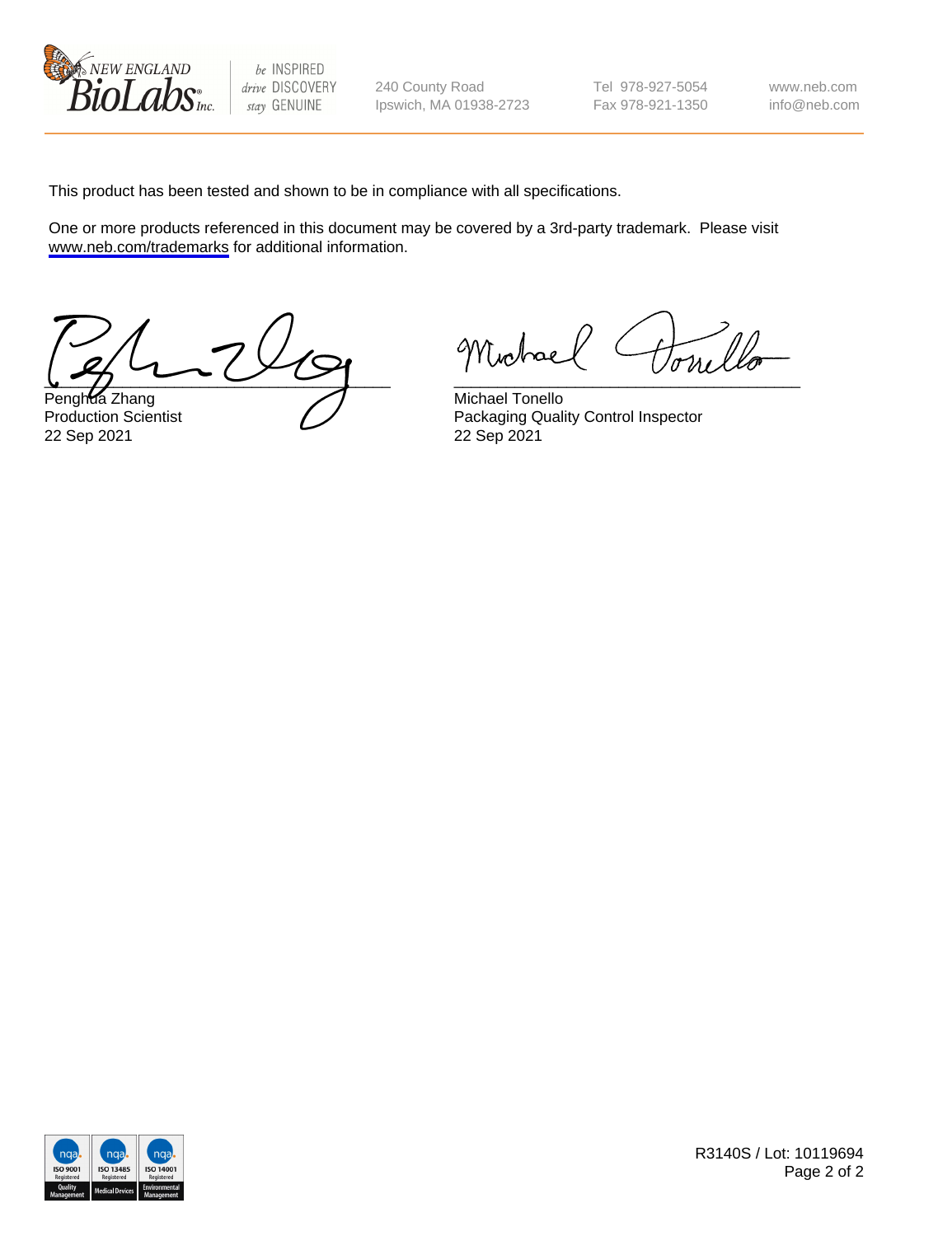This product has been tested and shown to be in compliance with all specifications.

One or more products referenced in this document may be covered by a 3rd-party trademark. Please visit www.neb.com/trademarks for additional information.

Penghua Zhang
Production Scientist
22 Sep 2021

Michael Tonello
Packaging Quality Control Inspector
22 Sep 2021

R3140S / Lot: 10119694